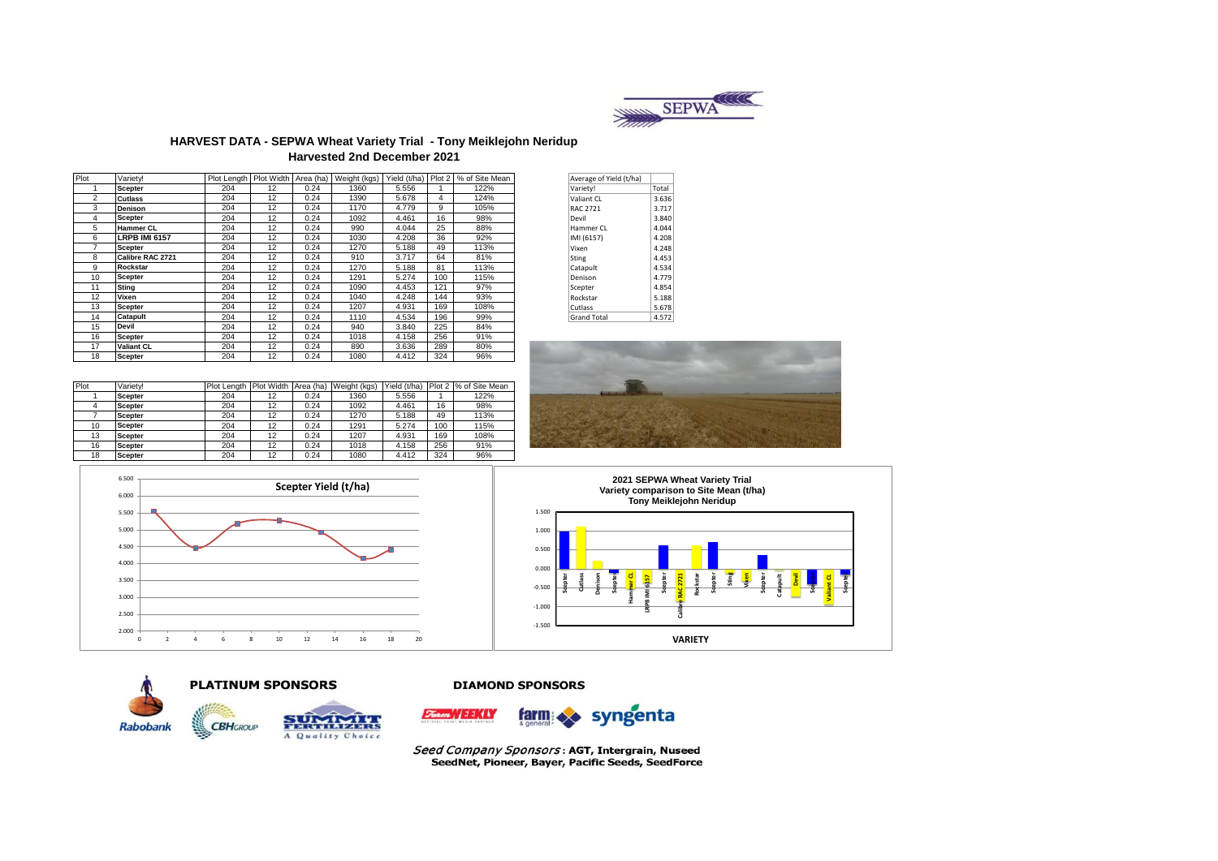# HARVEST DATA - SEPWA Wheat Variety Trial - Tony Meiklejohn Neridup

## Harvested 2nd December 2021

| Plot | Variety! | Plot Length | Plot Width | Area (ha) | Weight (kgs) | Yield (t/ha) | Plot 2 | % of Site Mean |
|---|---|---|---|---|---|---|---|---|
| 1 | Scepter | 204 | 12 | 0.24 | 1360 | 5.556 | 1 | 122% |
| 2 | Cutlass | 204 | 12 | 0.24 | 1390 | 5.678 | 4 | 124% |
| 3 | Denison | 204 | 12 | 0.24 | 1170 | 4.779 | 9 | 105% |
| 4 | Scepter | 204 | 12 | 0.24 | 1092 | 4.461 | 16 | 98% |
| 5 | Hammer CL | 204 | 12 | 0.24 | 990 | 4.044 | 25 | 88% |
| 6 | LRPB IMI 6157 | 204 | 12 | 0.24 | 1030 | 4.208 | 36 | 92% |
| 7 | Scepter | 204 | 12 | 0.24 | 1270 | 5.188 | 49 | 113% |
| 8 | Calibre RAC 2721 | 204 | 12 | 0.24 | 910 | 3.717 | 64 | 81% |
| 9 | Rockstar | 204 | 12 | 0.24 | 1270 | 5.188 | 81 | 113% |
| 10 | Scepter | 204 | 12 | 0.24 | 1291 | 5.274 | 100 | 115% |
| 11 | Sting | 204 | 12 | 0.24 | 1090 | 4.453 | 121 | 97% |
| 12 | Vixen | 204 | 12 | 0.24 | 1040 | 4.248 | 144 | 93% |
| 13 | Scepter | 204 | 12 | 0.24 | 1207 | 4.931 | 169 | 108% |
| 14 | Catapult | 204 | 12 | 0.24 | 1110 | 4.534 | 196 | 99% |
| 15 | Devil | 204 | 12 | 0.24 | 940 | 3.840 | 225 | 84% |
| 16 | Scepter | 204 | 12 | 0.24 | 1018 | 4.158 | 256 | 91% |
| 17 | Valiant CL | 204 | 12 | 0.24 | 890 | 3.636 | 289 | 80% |
| 18 | Scepter | 204 | 12 | 0.24 | 1080 | 4.412 | 324 | 96% |

| Average of Yield (t/ha) | |
|---|---|
| Variety! | Total |
| Valiant CL | 3.636 |
| RAC 2721 | 3.717 |
| Devil | 3.840 |
| Hammer CL | 4.044 |
| IMI (6157) | 4.208 |
| Vixen | 4.248 |
| Sting | 4.453 |
| Catapult | 4.534 |
| Denison | 4.779 |
| Scepter | 4.854 |
| Rockstar | 5.188 |
| Cutlass | 5.678 |
| Grand Total | 4.572 |

| Plot | Variety! | Plot Length | Plot Width | Area (ha) | Weight (kgs) | Yield (t/ha) | Plot 2 | % of Site Mean |
|---|---|---|---|---|---|---|---|---|
| 1 | Scepter | 204 | 12 | 0.24 | 1360 | 5.556 | 1 | 122% |
| 4 | Scepter | 204 | 12 | 0.24 | 1092 | 4.461 | 16 | 98% |
| 7 | Scepter | 204 | 12 | 0.24 | 1270 | 5.188 | 49 | 113% |
| 10 | Scepter | 204 | 12 | 0.24 | 1291 | 5.274 | 100 | 115% |
| 13 | Scepter | 204 | 12 | 0.24 | 1207 | 4.931 | 169 | 108% |
| 16 | Scepter | 204 | 12 | 0.24 | 1018 | 4.158 | 256 | 91% |
| 18 | Scepter | 204 | 12 | 0.24 | 1080 | 4.412 | 324 | 96% |

Scepter Yield (t/ha)

2021 SEPWA Wheat Variety Trial
Variety comparison to Site Mean (t/ha)
Tony Meiklejohn Neridup

VARIETY

**PLATINUM SPONSORS**

Rabobank, CBH Group, Summit Fertilizers – A Quality Choice

**DIAMOND SPONSORS**

Farm Weekly, farm & general, syngenta

*Seed Company Sponsors*: **AGT, Intergrain, Nuseed**
**SeedNet, Pioneer, Bayer, Pacific Seeds, SeedForce**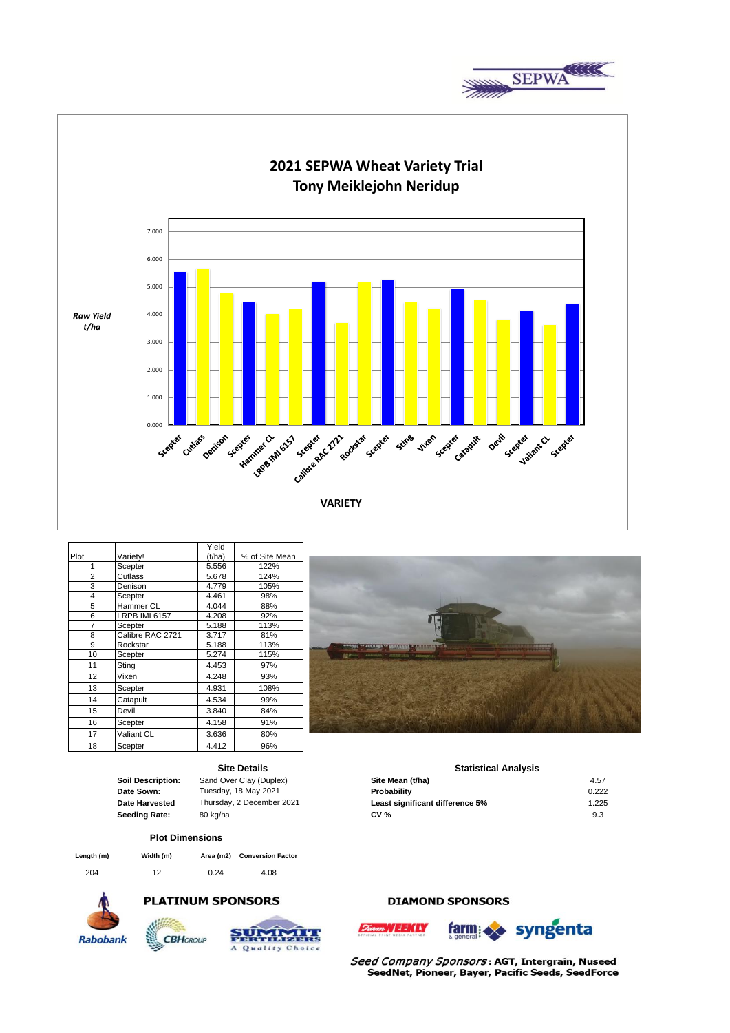# 2021 SEPWA Wheat Variety Trial
## Tony Meiklejohn Neridup

*Raw Yield t/ha*

VARIETY

| Plot | Variety! | Yield (t/ha) | % of Site Mean |
|---|---|---|---|
| 1 | Scepter | 5.556 | 122% |
| 2 | Cutlass | 5.678 | 124% |
| 3 | Denison | 4.779 | 105% |
| 4 | Scepter | 4.461 | 98% |
| 5 | Hammer CL | 4.044 | 88% |
| 6 | LRPB IMI 6157 | 4.208 | 92% |
| 7 | Scepter | 5.188 | 113% |
| 8 | Calibre RAC 2721 | 3.717 | 81% |
| 9 | Rockstar | 5.188 | 113% |
| 10 | Scepter | 5.274 | 115% |
| 11 | Sting | 4.453 | 97% |
| 12 | Vixen | 4.248 | 93% |
| 13 | Scepter | 4.931 | 108% |
| 14 | Catapult | 4.534 | 99% |
| 15 | Devil | 3.840 | 84% |
| 16 | Scepter | 4.158 | 91% |
| 17 | Valiant CL | 3.636 | 80% |
| 18 | Scepter | 4.412 | 96% |

### Site Details

| | |
|---|---|
| **Soil Description:** | Sand Over Clay (Duplex) |
| **Date Sown:** | Tuesday, 18 May 2021 |
| **Date Harvested** | Thursday, 2 December 2021 |
| **Seeding Rate:** | 80 kg/ha |

### Statistical Analysis

| | |
|---|---|
| **Site Mean (t/ha)** | 4.57 |
| **Probability** | 0.222 |
| **Least significant difference 5%** | 1.225 |
| **CV %** | 9.3 |

### Plot Dimensions

| Length (m) | Width (m) | Area (m2) | Conversion Factor |
|---|---|---|---|
| 204 | 12 | 0.24 | 4.08 |

**PLATINUM SPONSORS**

**DIAMOND SPONSORS**

*Seed Company Sponsors*: **AGT, Intergrain, Nuseed SeedNet, Pioneer, Bayer, Pacific Seeds, SeedForce**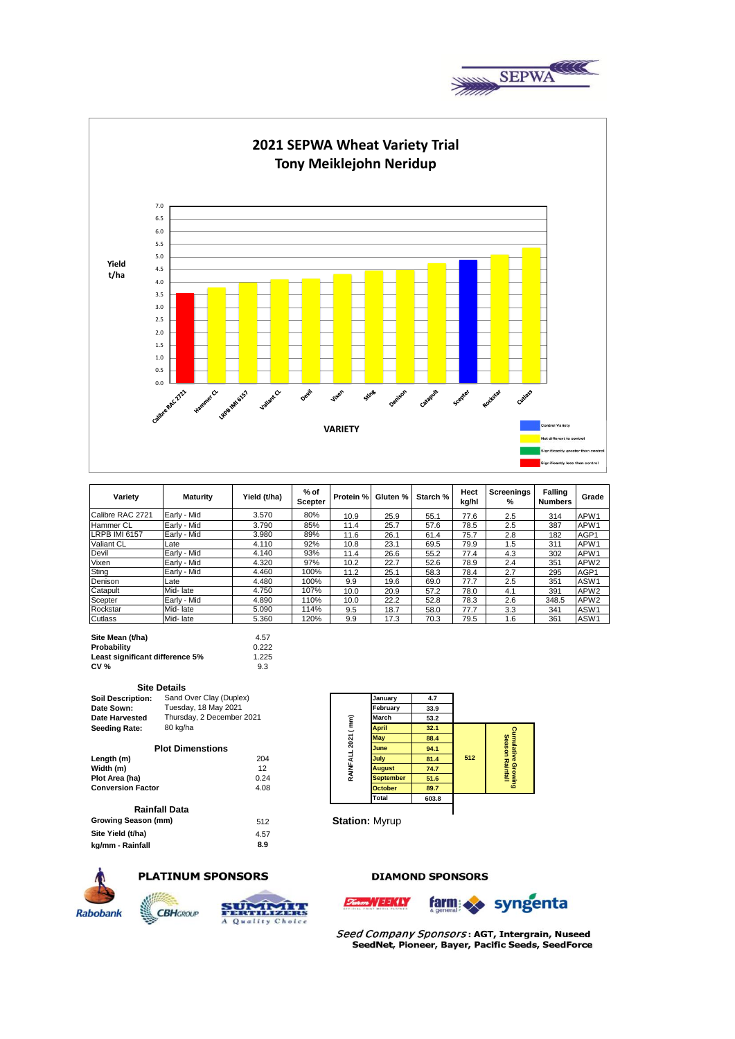SEPWA

# 2021 SEPWA Wheat Variety Trial
## Tony Meiklejohn Neridup

Yield t/ha

7.0
6.5
6.0
5.5
5.0
4.5
4.0
3.5
3.0
2.5
2.0
1.5
1.0
0.5
0.0

Calibre RAC 2721, Hammer CL, LRPB IMI 6157, Valiant CL, Devil, Vixen, Sting, Denison, Catapult, Scepter, Rockstar, Cutlass

VARIETY

Control Variety
Not different to control
Significantly greater than control
Significantly less than control

| Variety | Maturity | Yield (t/ha) | % of Scepter | Protein % | Gluten % | Starch % | Hect kg/hl | Screenings % | Falling Numbers | Grade |
|---|---|---|---|---|---|---|---|---|---|---|
| Calibre RAC 2721 | Early - Mid | 3.570 | 80% | 10.9 | 25.9 | 55.1 | 77.6 | 2.5 | 314 | APW1 |
| Hammer CL | Early - Mid | 3.790 | 85% | 11.4 | 25.7 | 57.6 | 78.5 | 2.5 | 387 | APW1 |
| LRPB IMI 6157 | Early - Mid | 3.980 | 89% | 11.6 | 26.1 | 61.4 | 75.7 | 2.8 | 182 | AGP1 |
| Valiant CL | Late | 4.110 | 92% | 10.8 | 23.1 | 69.5 | 79.9 | 1.5 | 311 | APW1 |
| Devil | Early - Mid | 4.140 | 93% | 11.4 | 26.6 | 55.2 | 77.4 | 4.3 | 302 | APW1 |
| Vixen | Early - Mid | 4.320 | 97% | 10.2 | 22.7 | 52.6 | 78.9 | 2.4 | 351 | APW2 |
| Sting | Early - Mid | 4.460 | 100% | 11.2 | 25.1 | 58.3 | 78.4 | 2.7 | 295 | AGP1 |
| Denison | Late | 4.480 | 100% | 9.9 | 19.6 | 69.0 | 77.7 | 2.5 | 351 | ASW1 |
| Catapult | Mid- late | 4.750 | 107% | 10.0 | 20.9 | 57.2 | 78.0 | 4.1 | 391 | APW2 |
| Scepter | Early - Mid | 4.890 | 110% | 10.0 | 22.2 | 52.8 | 78.3 | 2.6 | 348.5 | APW2 |
| Rockstar | Mid- late | 5.090 | 114% | 9.5 | 18.7 | 58.0 | 77.7 | 3.3 | 341 | ASW1 |
| Cutlass | Mid- late | 5.360 | 120% | 9.9 | 17.3 | 70.3 | 79.5 | 1.6 | 361 | ASW1 |

| | |
|---|---|
| **Site Mean (t/ha)** | 4.57 |
| **Probability** | 0.222 |
| **Least significant difference 5%** | 1.225 |
| **CV %** | 9.3 |

### Site Details

| | |
|---|---|
| **Soil Description:** | Sand Over Clay (Duplex) |
| **Date Sown:** | Tuesday, 18 May 2021 |
| **Date Harvested** | Thursday, 2 December 2021 |
| **Seeding Rate:** | 80 kg/ha |

### Plot Dimenstions

| | |
|---|---|
| **Length (m)** | 204 |
| **Width (m)** | 12 |
| **Plot Area (ha)** | 0.24 |
| **Conversion Factor** | 4.08 |

### Rainfall Data

| | |
|---|---|
| **Growing Season (mm)** | 512 |
| **Site Yield (t/ha)** | 4.57 |
| **kg/mm - Rainfall** | 8.9 |

RAINFALL 2021 ( mm)

| Month | mm | Cumulative Growing Season Rainfall |
|---|---|---|
| January | 4.7 | |
| February | 33.9 | |
| March | 53.2 | |
| April | 32.1 | 512 |
| May | 88.4 | |
| June | 94.1 | |
| July | 81.4 | |
| August | 74.7 | |
| September | 51.6 | |
| October | 89.7 | |
| Total | 603.8 | |

**Station:** Myrup

**PLATINUM SPONSORS**

Rabobank, CBH Group, Summit Fertilizers A Quality Choice

**DIAMOND SPONSORS**

Farm Weekly, farm & general, syngenta

*Seed Company Sponsors*: **AGT, Intergrain, Nuseed SeedNet, Pioneer, Bayer, Pacific Seeds, SeedForce**